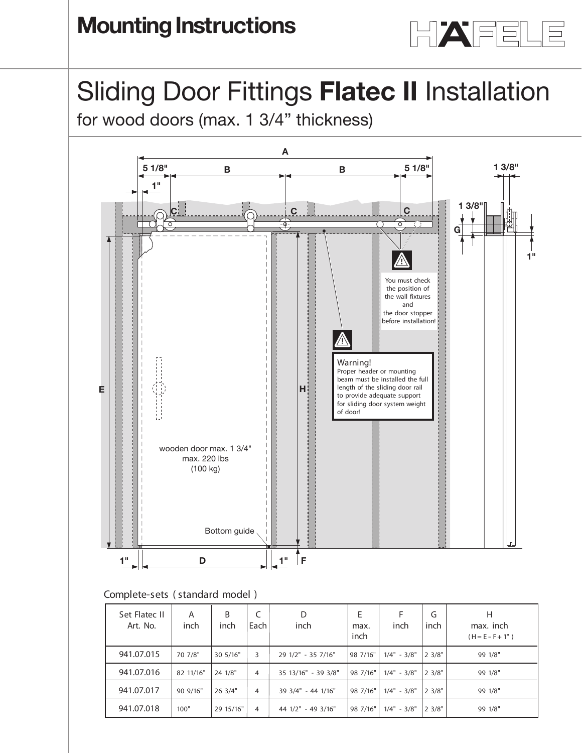# Mounting Instructions

# Sliding Door Fittings **Flatec II** Installation

## for wood doors (max. 1 3/4" thickness)

A

5 1/8" B B 5 1/8"

1"

C C C

1 3/8"

1 3/8"

G

1"

You must check the position of the wall fixtures and the door stopper before installation!

**Warning!**
Proper header or mounting beam must be installed the full length of the sliding door rail to provide adequate support for sliding door system weight of door!

E H

wooden door max. 1 3/4"
max. 220 lbs
(100 kg)

Bottom guide

1" D 1" F

Complete-sets ( standard model )

| Set Flatec II Art. No. | A inch | B inch | C Each | D inch | E max. inch | F inch | G inch | H max. inch ( H = E – F + 1" ) |
|---|---|---|---|---|---|---|---|---|
| 941.07.015 | 70 7/8" | 30 5/16" | 3 | 29 1/2" - 35 7/16" | 98 7/16" | 1/4" - 3/8" | 2 3/8" | 99 1/8" |
| 941.07.016 | 82 11/16" | 24 1/8" | 4 | 35 13/16" - 39 3/8" | 98 7/16" | 1/4" - 3/8" | 2 3/8" | 99 1/8" |
| 941.07.017 | 90 9/16" | 26 3/4" | 4 | 39 3/4" - 44 1/16" | 98 7/16" | 1/4" - 3/8" | 2 3/8" | 99 1/8" |
| 941.07.018 | 100" | 29 15/16" | 4 | 44 1/2" - 49 3/16" | 98 7/16" | 1/4" - 3/8" | 2 3/8" | 99 1/8" |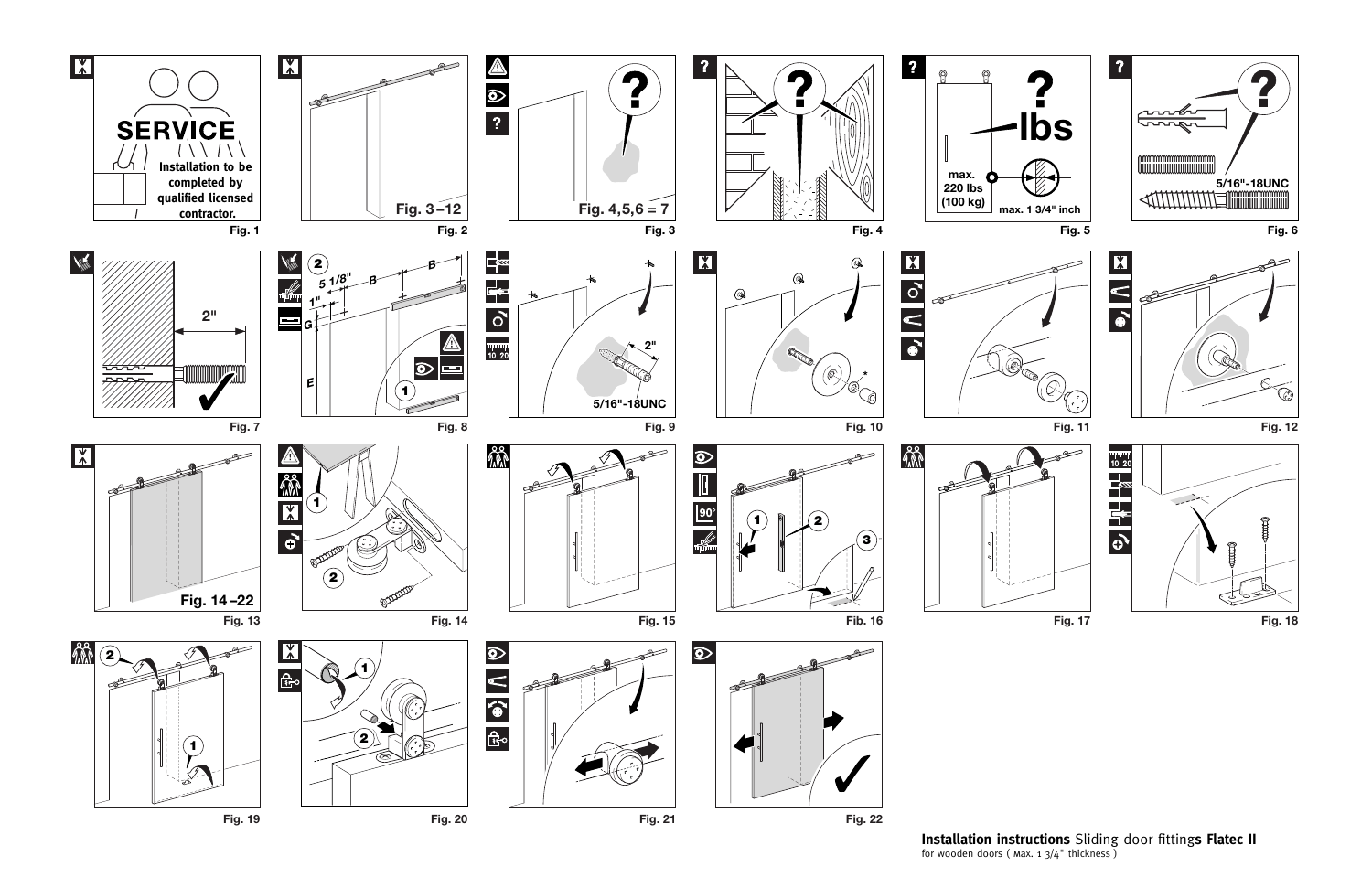SERVICE

Installation to be completed by qualified licensed contractor.

Fig. 1

Fig. 3–12

Fig. 2

Fig. 4,5,6 = 7

Fig. 3

Fig. 4

max. 220 lbs (100 kg)

lbs

max. 1 3/4" inch

Fig. 5

5/16"-18UNC

Fig. 6

2"

Fig. 7

5 1/8"

B

B

1"

G

E

Fig. 8

2"

5/16"-18UNC

Fig. 9

Fig. 10

Fig. 11

Fig. 12

Fig. 14–22

Fig. 13

Fig. 14

Fig. 15

Fib. 16

Fig. 17

Fig. 18

Fig. 19

Fig. 20

Fig. 21

Fig. 22

**Installation instructions** Sliding door fitting**s Flatec II**
for wooden doors ( max. 1 3/4" thickness )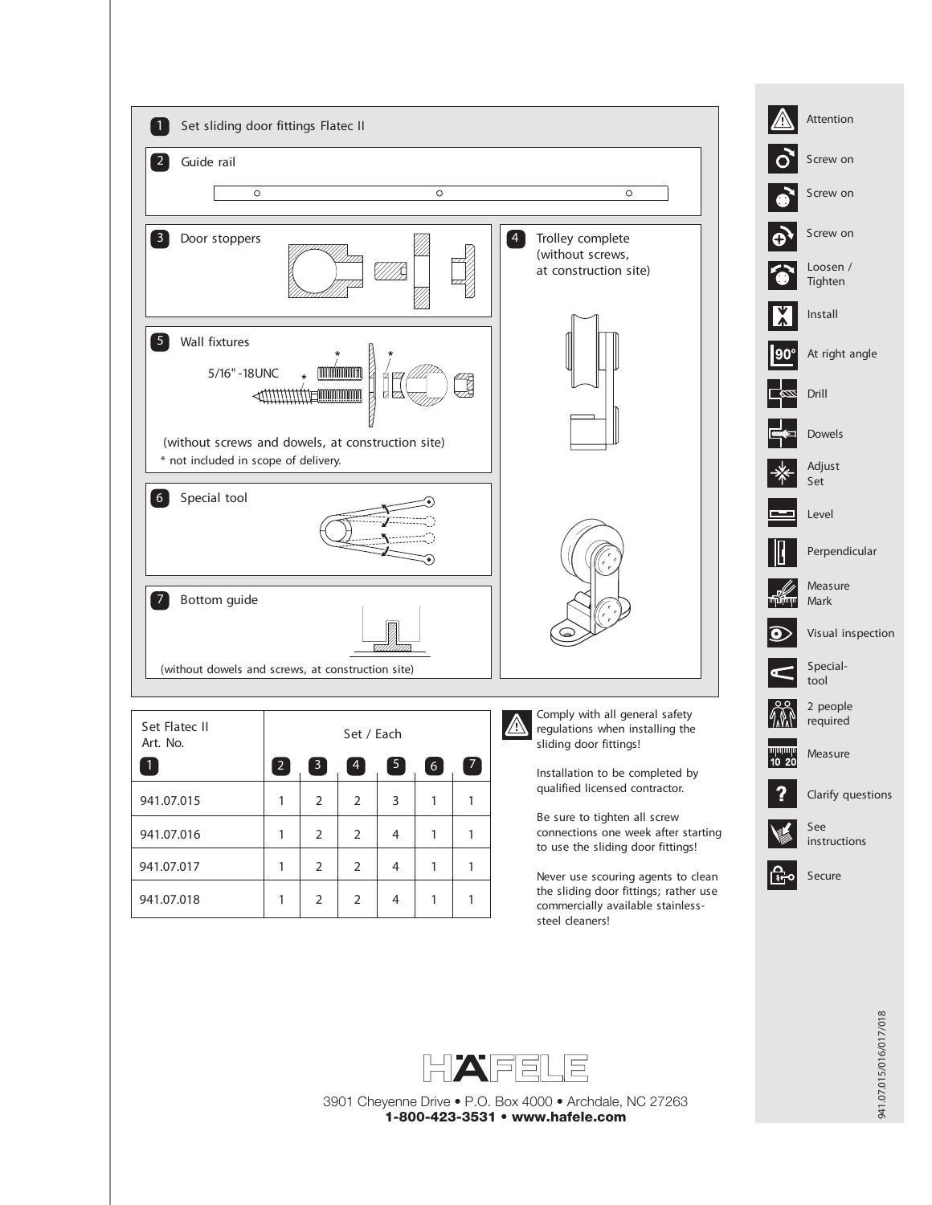1 Set sliding door fittings Flatec II

2 Guide rail

3 Door stoppers

4 Trolley complete (without screws, at construction site)

5 Wall fixtures

5/16" -18UNC

(without screws and dowels, at construction site)

* not included in scope of delivery.

6 Special tool

7 Bottom guide

(without dowels and screws, at construction site)

| Set Flatec II Art. No. 1 | Set / Each | | | | | |
|---|---|---|---|---|---|---|
| | 2 | 3 | 4 | 5 | 6 | 7 |
| 941.07.015 | 1 | 2 | 2 | 3 | 1 | 1 |
| 941.07.016 | 1 | 2 | 2 | 4 | 1 | 1 |
| 941.07.017 | 1 | 2 | 2 | 4 | 1 | 1 |
| 941.07.018 | 1 | 2 | 2 | 4 | 1 | 1 |

Comply with all general safety regulations when installing the sliding door fittings!

Installation to be completed by qualified licensed contractor.

Be sure to tighten all screw connections one week after starting to use the sliding door fittings!

Never use scouring agents to clean the sliding door fittings; rather use commercially available stainless-steel cleaners!

- Attention
- Screw on
- Screw on
- Screw on
- Loosen / Tighten
- Install
- At right angle
- Drill
- Dowels
- Adjust Set
- Level
- Perpendicular
- Measure Mark
- Visual inspection
- Special-tool
- 2 people required
- Measure
- Clarify questions
- See instructions
- Secure

HÄFELE

3901 Cheyenne Drive • P.O. Box 4000 • Archdale, NC 27263

**1-800-423-3531 • www.hafele.com**

941.07.015/016/017/018